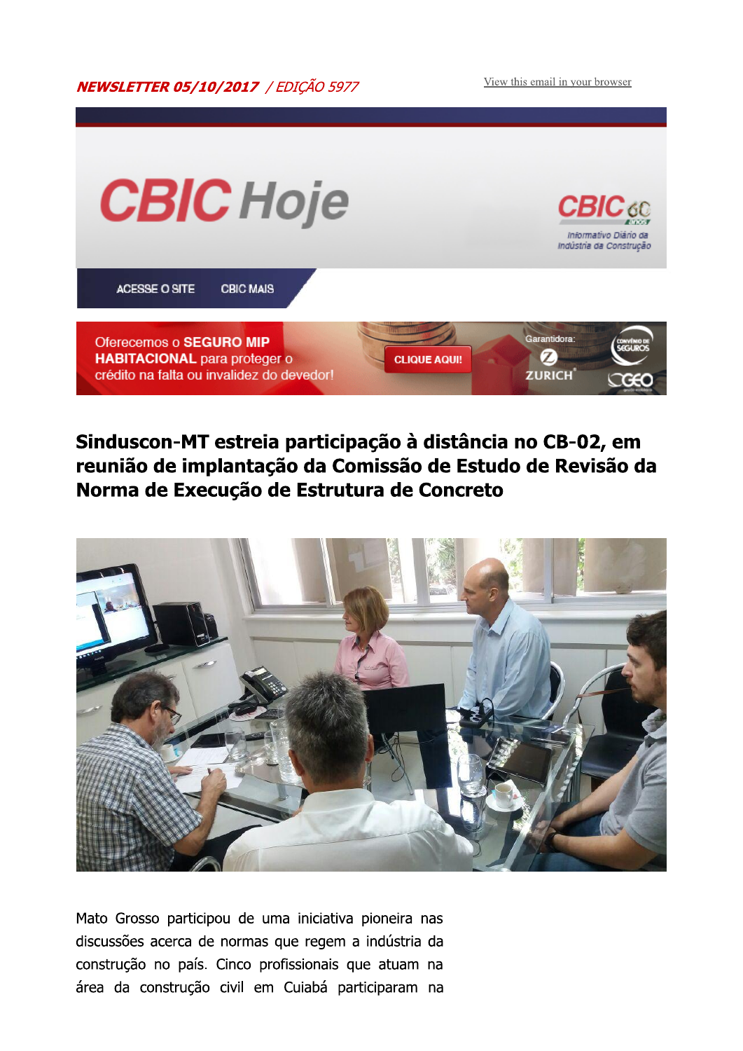***NEWSLETTER 05/10/2017*** */ EDIÇÃO 5977*

View this email in your browser

# CBIC Hoje

CBIC 60 anos
Informativo Diário da Indústria da Construção

ACESSE O SITE CBIC MAIS

Oferecemos o **SEGURO MIP HABITACIONAL** para proteger o crédito na falta ou invalidez do devedor! CLIQUE AQUI! Garantidora: ZURICH

## Sinduscon-MT estreia participação à distância no CB-02, em reunião de implantação da Comissão de Estudo de Revisão da Norma de Execução de Estrutura de Concreto

Mato Grosso participou de uma iniciativa pioneira nas discussões acerca de normas que regem a indústria da construção no país. Cinco profissionais que atuam na área da construção civil em Cuiabá participaram na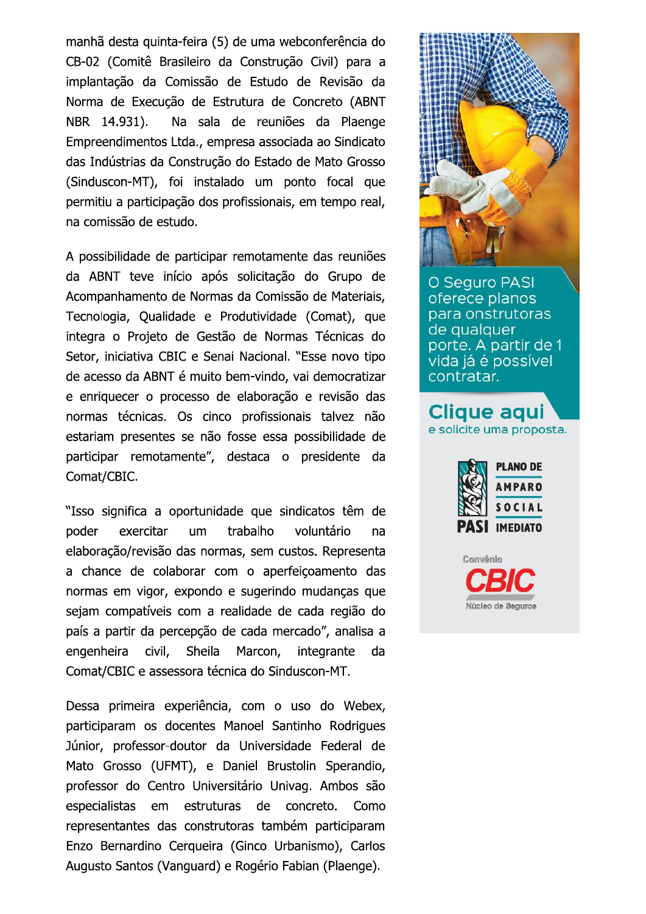manhã desta quinta-feira (5) de uma webconferência do CB-02 (Comitê Brasileiro da Construção Civil) para a implantação da Comissão de Estudo de Revisão da Norma de Execução de Estrutura de Concreto (ABNT NBR 14.931). Na sala de reuniões da Plaenge Empreendimentos Ltda., empresa associada ao Sindicato das Indústrias da Construção do Estado de Mato Grosso (Sinduscon-MT), foi instalado um ponto focal que permitiu a participação dos profissionais, em tempo real, na comissão de estudo.

A possibilidade de participar remotamente das reuniões da ABNT teve início após solicitação do Grupo de Acompanhamento de Normas da Comissão de Materiais, Tecnologia, Qualidade e Produtividade (Comat), que integra o Projeto de Gestão de Normas Técnicas do Setor, iniciativa CBIC e Senai Nacional. "Esse novo tipo de acesso da ABNT é muito bem-vindo, vai democratizar e enriquecer o processo de elaboração e revisão das normas técnicas. Os cinco profissionais talvez não estariam presentes se não fosse essa possibilidade de participar remotamente", destaca o presidente da Comat/CBIC.

"Isso significa a oportunidade que sindicatos têm de poder exercitar um trabalho voluntário na elaboração/revisão das normas, sem custos. Representa a chance de colaborar com o aperfeiçoamento das normas em vigor, expondo e sugerindo mudanças que sejam compatíveis com a realidade de cada região do país a partir da percepção de cada mercado", analisa a engenheira civil, Sheila Marcon, integrante da Comat/CBIC e assessora técnica do Sinduscon-MT.

Dessa primeira experiência, com o uso do Webex, participaram os docentes Manoel Santinho Rodrigues Júnior, professor-doutor da Universidade Federal de Mato Grosso (UFMT), e Daniel Brustolin Sperandio, professor do Centro Universitário Univag. Ambos são especialistas em estruturas de concreto. Como representantes das construtoras também participaram Enzo Bernardino Cerqueira (Ginco Urbanismo), Carlos Augusto Santos (Vanguard) e Rogério Fabian (Plaenge).

O Seguro PASI oferece planos para onstrutoras de qualquer porte. A partir de 1 vida já é possível contratar.

**Clique aqui**
e solicite uma proposta.

PASI PLANO DE AMPARO SOCIAL IMEDIATO

Convênio CBIC Núcleo de Seguros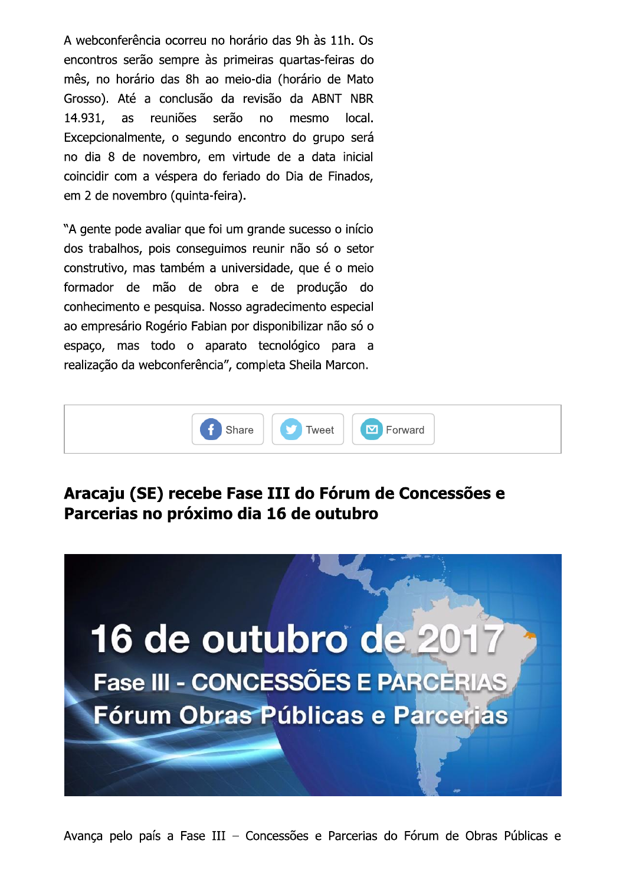A webconferência ocorreu no horário das 9h às 11h. Os encontros serão sempre às primeiras quartas-feiras do mês, no horário das 8h ao meio-dia (horário de Mato Grosso). Até a conclusão da revisão da ABNT NBR 14.931, as reuniões serão no mesmo local. Excepcionalmente, o segundo encontro do grupo será no dia 8 de novembro, em virtude de a data inicial coincidir com a véspera do feriado do Dia de Finados, em 2 de novembro (quinta-feira).

"A gente pode avaliar que foi um grande sucesso o início dos trabalhos, pois conseguimos reunir não só o setor construtivo, mas também a universidade, que é o meio formador de mão de obra e de produção do conhecimento e pesquisa. Nosso agradecimento especial ao empresário Rogério Fabian por disponibilizar não só o espaço, mas todo o aparato tecnológico para a realização da webconferência", completa Sheila Marcon.

Share Tweet Forward

## Aracaju (SE) recebe Fase III do Fórum de Concessões e Parcerias no próximo dia 16 de outubro

16 de outubro de 2017
Fase III - CONCESSÕES E PARCERIAS
Fórum Obras Públicas e Parcerias

Avança pelo país a Fase III – Concessões e Parcerias do Fórum de Obras Públicas e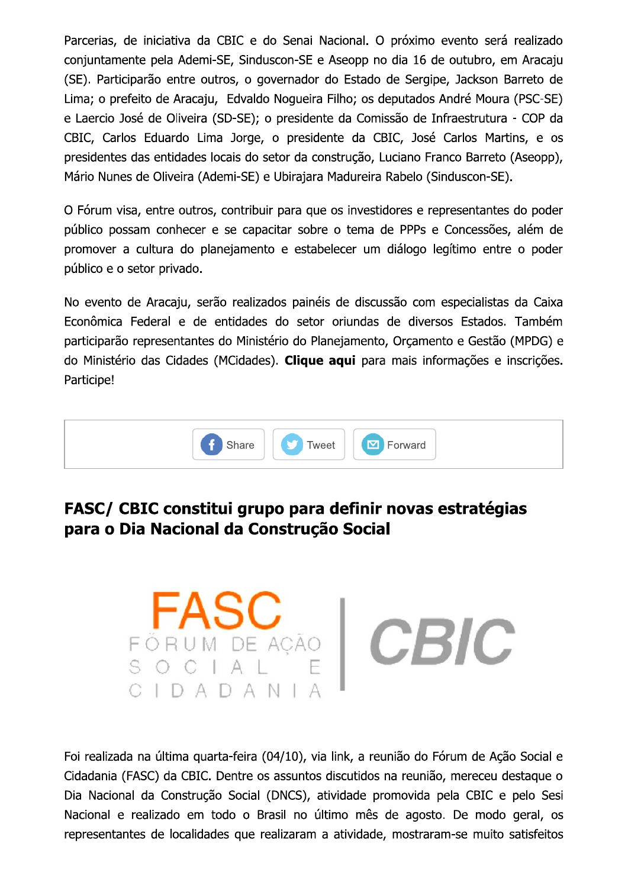Parcerias, de iniciativa da CBIC e do Senai Nacional. O próximo evento será realizado conjuntamente pela Ademi-SE, Sinduscon-SE e Aseopp no dia 16 de outubro, em Aracaju (SE). Participarão entre outros, o governador do Estado de Sergipe, Jackson Barreto de Lima; o prefeito de Aracaju, Edvaldo Nogueira Filho; os deputados André Moura (PSC-SE) e Laercio José de Oliveira (SD-SE); o presidente da Comissão de Infraestrutura - COP da CBIC, Carlos Eduardo Lima Jorge, o presidente da CBIC, José Carlos Martins, e os presidentes das entidades locais do setor da construção, Luciano Franco Barreto (Aseopp), Mário Nunes de Oliveira (Ademi-SE) e Ubirajara Madureira Rabelo (Sinduscon-SE).

O Fórum visa, entre outros, contribuir para que os investidores e representantes do poder público possam conhecer e se capacitar sobre o tema de PPPs e Concessões, além de promover a cultura do planejamento e estabelecer um diálogo legítimo entre o poder público e o setor privado.

No evento de Aracaju, serão realizados painéis de discussão com especialistas da Caixa Econômica Federal e de entidades do setor oriundas de diversos Estados. Também participarão representantes do Ministério do Planejamento, Orçamento e Gestão (MPDG) e do Ministério das Cidades (MCidades). **Clique aqui** para mais informações e inscrições. Participe!

Share | Tweet | Forward

## FASC/ CBIC constitui grupo para definir novas estratégias para o Dia Nacional da Construção Social

FASC FÓRUM DE AÇÃO SOCIAL E CIDADANIA | CBIC

Foi realizada na última quarta-feira (04/10), via link, a reunião do Fórum de Ação Social e Cidadania (FASC) da CBIC. Dentre os assuntos discutidos na reunião, mereceu destaque o Dia Nacional da Construção Social (DNCS), atividade promovida pela CBIC e pelo Sesi Nacional e realizado em todo o Brasil no último mês de agosto. De modo geral, os representantes de localidades que realizaram a atividade, mostraram-se muito satisfeitos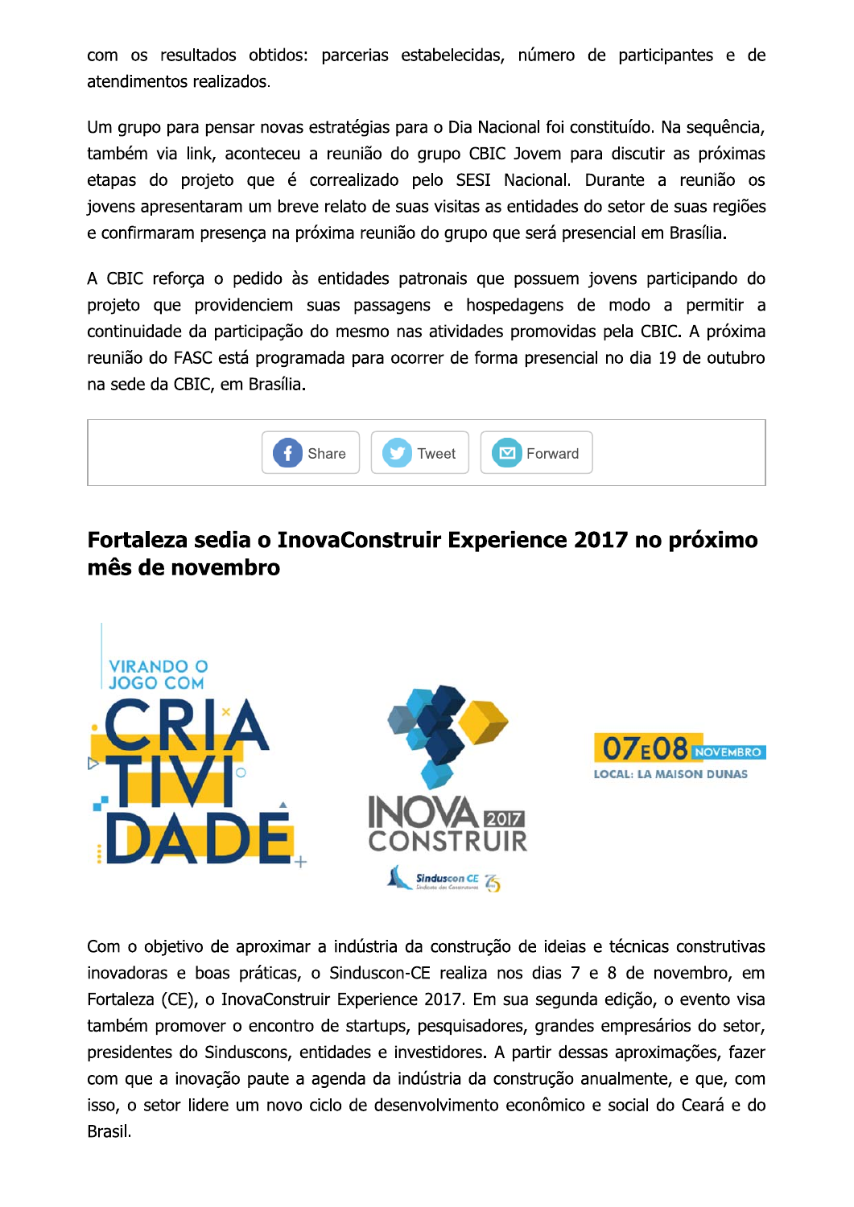com os resultados obtidos: parcerias estabelecidas, número de participantes e de atendimentos realizados.

Um grupo para pensar novas estratégias para o Dia Nacional foi constituído. Na sequência, também via link, aconteceu a reunião do grupo CBIC Jovem para discutir as próximas etapas do projeto que é correalizado pelo SESI Nacional. Durante a reunião os jovens apresentaram um breve relato de suas visitas as entidades do setor de suas regiões e confirmaram presença na próxima reunião do grupo que será presencial em Brasília.

A CBIC reforça o pedido às entidades patronais que possuem jovens participando do projeto que providenciem suas passagens e hospedagens de modo a permitir a continuidade da participação do mesmo nas atividades promovidas pela CBIC. A próxima reunião do FASC está programada para ocorrer de forma presencial no dia 19 de outubro na sede da CBIC, em Brasília.

Share Tweet Forward

## Fortaleza sedia o InovaConstruir Experience 2017 no próximo mês de novembro

Com o objetivo de aproximar a indústria da construção de ideias e técnicas construtivas inovadoras e boas práticas, o Sinduscon-CE realiza nos dias 7 e 8 de novembro, em Fortaleza (CE), o InovaConstruir Experience 2017. Em sua segunda edição, o evento visa também promover o encontro de startups, pesquisadores, grandes empresários do setor, presidentes do Sinduscons, entidades e investidores. A partir dessas aproximações, fazer com que a inovação paute a agenda da indústria da construção anualmente, e que, com isso, o setor lidere um novo ciclo de desenvolvimento econômico e social do Ceará e do Brasil.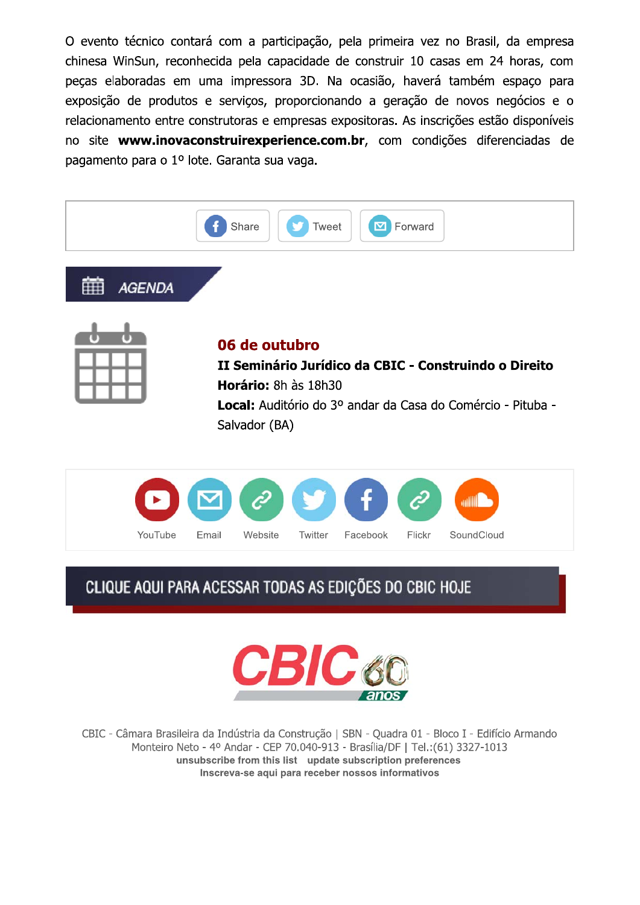O evento técnico contará com a participação, pela primeira vez no Brasil, da empresa chinesa WinSun, reconhecida pela capacidade de construir 10 casas em 24 horas, com peças elaboradas em uma impressora 3D. Na ocasião, haverá também espaço para exposição de produtos e serviços, proporcionando a geração de novos negócios e o relacionamento entre construtoras e empresas expositoras. As inscrições estão disponíveis no site **www.inovaconstruirexperience.com.br**, com condições diferenciadas de pagamento para o 1º lote. Garanta sua vaga.

Share Tweet Forward

## AGENDA

**06 de outubro**

**II Seminário Jurídico da CBIC - Construindo o Direito**

**Horário:** 8h às 18h30

**Local:** Auditório do 3º andar da Casa do Comércio - Pituba - Salvador (BA)

YouTube Email Website Twitter Facebook Flickr SoundCloud

CLIQUE AQUI PARA ACESSAR TODAS AS EDIÇÕES DO CBIC HOJE

CBIC 60 anos

CBIC - Câmara Brasileira da Indústria da Construção | SBN - Quadra 01 - Bloco I - Edifício Armando Monteiro Neto - 4º Andar - CEP 70.040-913 - Brasília/DF | Tel.:(61) 3327-1013

**unsubscribe from this list** **update subscription preferences**

**Inscreva-se aqui para receber nossos informativos**